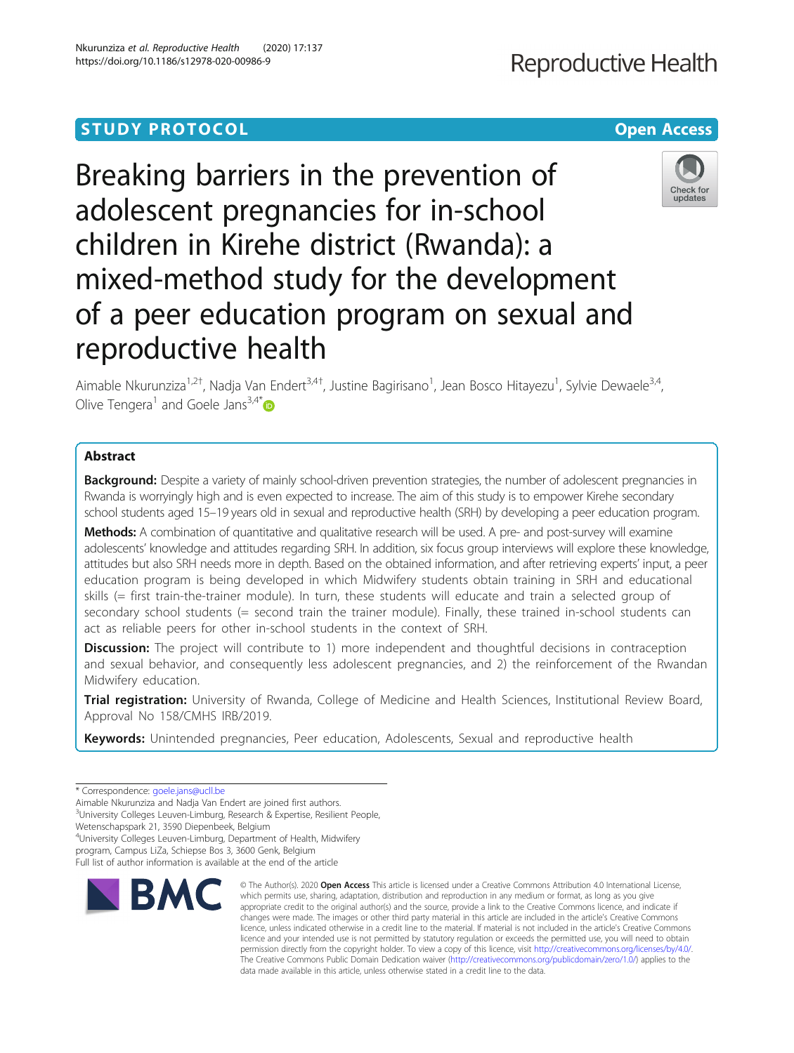STUDY PROTOCOL

Open Access

# Breaking barriers in the prevention of adolescent pregnancies for in-school children in Kirehe district (Rwanda): a mixed-method study for the development of a peer education program on sexual and reproductive health

Aimable Nkurunziza[1,2†], Nadja Van Endert[3,4†], Justine Bagirisano[1], Jean Bosco Hitayezu[1], Sylvie Dewaele[3,4], Olive Tengera[1] and Goele Jans[3,4*]

## Abstract

**Background:** Despite a variety of mainly school-driven prevention strategies, the number of adolescent pregnancies in Rwanda is worryingly high and is even expected to increase. The aim of this study is to empower Kirehe secondary school students aged 15–19 years old in sexual and reproductive health (SRH) by developing a peer education program.

**Methods:** A combination of quantitative and qualitative research will be used. A pre- and post-survey will examine adolescents' knowledge and attitudes regarding SRH. In addition, six focus group interviews will explore these knowledge, attitudes but also SRH needs more in depth. Based on the obtained information, and after retrieving experts' input, a peer education program is being developed in which Midwifery students obtain training in SRH and educational skills (= first train-the-trainer module). In turn, these students will educate and train a selected group of secondary school students (= second train the trainer module). Finally, these trained in-school students can act as reliable peers for other in-school students in the context of SRH.

**Discussion:** The project will contribute to 1) more independent and thoughtful decisions in contraception and sexual behavior, and consequently less adolescent pregnancies, and 2) the reinforcement of the Rwandan Midwifery education.

**Trial registration:** University of Rwanda, College of Medicine and Health Sciences, Institutional Review Board, Approval No 158/CMHS IRB/2019.

**Keywords:** Unintended pregnancies, Peer education, Adolescents, Sexual and reproductive health

---

\* Correspondence: goele.jans@ucll.be

Aimable Nkurunziza and Nadja Van Endert are joined first authors.

[3]University Colleges Leuven-Limburg, Research & Expertise, Resilient People, Wetenschapspark 21, 3590 Diepenbeek, Belgium

[4]University Colleges Leuven-Limburg, Department of Health, Midwifery program, Campus LiZa, Schiepse Bos 3, 3600 Genk, Belgium

Full list of author information is available at the end of the article

© The Author(s). 2020 **Open Access** This article is licensed under a Creative Commons Attribution 4.0 International License, which permits use, sharing, adaptation, distribution and reproduction in any medium or format, as long as you give appropriate credit to the original author(s) and the source, provide a link to the Creative Commons licence, and indicate if changes were made. The images or other third party material in this article are included in the article's Creative Commons licence, unless indicated otherwise in a credit line to the material. If material is not included in the article's Creative Commons licence and your intended use is not permitted by statutory regulation or exceeds the permitted use, you will need to obtain permission directly from the copyright holder. To view a copy of this licence, visit http://creativecommons.org/licenses/by/4.0/. The Creative Commons Public Domain Dedication waiver (http://creativecommons.org/publicdomain/zero/1.0/) applies to the data made available in this article, unless otherwise stated in a credit line to the data.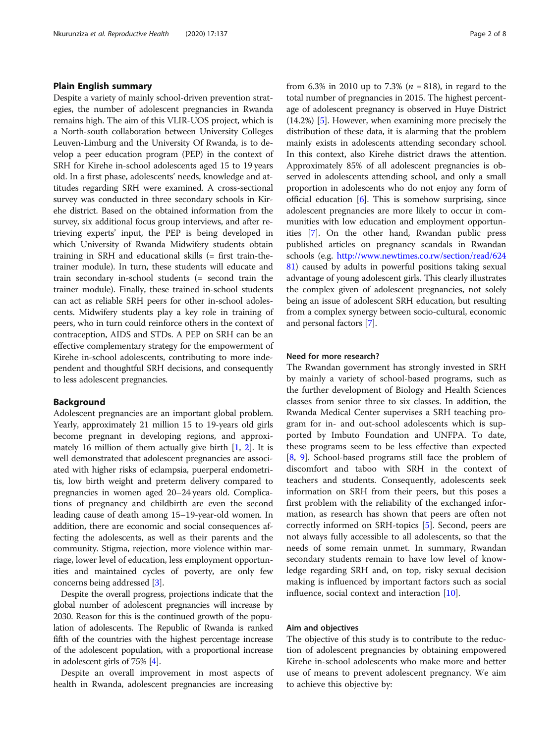## Plain English summary

Despite a variety of mainly school-driven prevention strategies, the number of adolescent pregnancies in Rwanda remains high. The aim of this VLIR-UOS project, which is a North-south collaboration between University Colleges Leuven-Limburg and the University Of Rwanda, is to develop a peer education program (PEP) in the context of SRH for Kirehe in-school adolescents aged 15 to 19 years old. In a first phase, adolescents' needs, knowledge and attitudes regarding SRH were examined. A cross-sectional survey was conducted in three secondary schools in Kirehe district. Based on the obtained information from the survey, six additional focus group interviews, and after retrieving experts' input, the PEP is being developed in which University of Rwanda Midwifery students obtain training in SRH and educational skills (= first train-the-trainer module). In turn, these students will educate and train secondary in-school students (= second train the trainer module). Finally, these trained in-school students can act as reliable SRH peers for other in-school adolescents. Midwifery students play a key role in training of peers, who in turn could reinforce others in the context of contraception, AIDS and STDs. A PEP on SRH can be an effective complementary strategy for the empowerment of Kirehe in-school adolescents, contributing to more independent and thoughtful SRH decisions, and consequently to less adolescent pregnancies.

## Background

Adolescent pregnancies are an important global problem. Yearly, approximately 21 million 15 to 19-years old girls become pregnant in developing regions, and approximately 16 million of them actually give birth [1, 2]. It is well demonstrated that adolescent pregnancies are associated with higher risks of eclampsia, puerperal endometritis, low birth weight and preterm delivery compared to pregnancies in women aged 20–24 years old. Complications of pregnancy and childbirth are even the second leading cause of death among 15–19-year-old women. In addition, there are economic and social consequences affecting the adolescents, as well as their parents and the community. Stigma, rejection, more violence within marriage, lower level of education, less employment opportunities and maintained cycles of poverty, are only few concerns being addressed [3].

Despite the overall progress, projections indicate that the global number of adolescent pregnancies will increase by 2030. Reason for this is the continued growth of the population of adolescents. The Republic of Rwanda is ranked fifth of the countries with the highest percentage increase of the adolescent population, with a proportional increase in adolescent girls of 75% [4].

Despite an overall improvement in most aspects of health in Rwanda, adolescent pregnancies are increasing from 6.3% in 2010 up to 7.3% ($n$ = 818), in regard to the total number of pregnancies in 2015. The highest percentage of adolescent pregnancy is observed in Huye District (14.2%) [5]. However, when examining more precisely the distribution of these data, it is alarming that the problem mainly exists in adolescents attending secondary school. In this context, also Kirehe district draws the attention. Approximately 85% of all adolescent pregnancies is observed in adolescents attending school, and only a small proportion in adolescents who do not enjoy any form of official education [6]. This is somehow surprising, since adolescent pregnancies are more likely to occur in communities with low education and employment opportunities [7]. On the other hand, Rwandan public press published articles on pregnancy scandals in Rwandan schools (e.g. http://www.newtimes.co.rw/section/read/62481) caused by adults in powerful positions taking sexual advantage of young adolescent girls. This clearly illustrates the complex given of adolescent pregnancies, not solely being an issue of adolescent SRH education, but resulting from a complex synergy between socio-cultural, economic and personal factors [7].

### Need for more research?

The Rwandan government has strongly invested in SRH by mainly a variety of school-based programs, such as the further development of Biology and Health Sciences classes from senior three to six classes. In addition, the Rwanda Medical Center supervises a SRH teaching program for in- and out-school adolescents which is supported by Imbuto Foundation and UNFPA. To date, these programs seem to be less effective than expected [8, 9]. School-based programs still face the problem of discomfort and taboo with SRH in the context of teachers and students. Consequently, adolescents seek information on SRH from their peers, but this poses a first problem with the reliability of the exchanged information, as research has shown that peers are often not correctly informed on SRH-topics [5]. Second, peers are not always fully accessible to all adolescents, so that the needs of some remain unmet. In summary, Rwandan secondary students remain to have low level of knowledge regarding SRH and, on top, risky sexual decision making is influenced by important factors such as social influence, social context and interaction [10].

### Aim and objectives

The objective of this study is to contribute to the reduction of adolescent pregnancies by obtaining empowered Kirehe in-school adolescents who make more and better use of means to prevent adolescent pregnancy. We aim to achieve this objective by: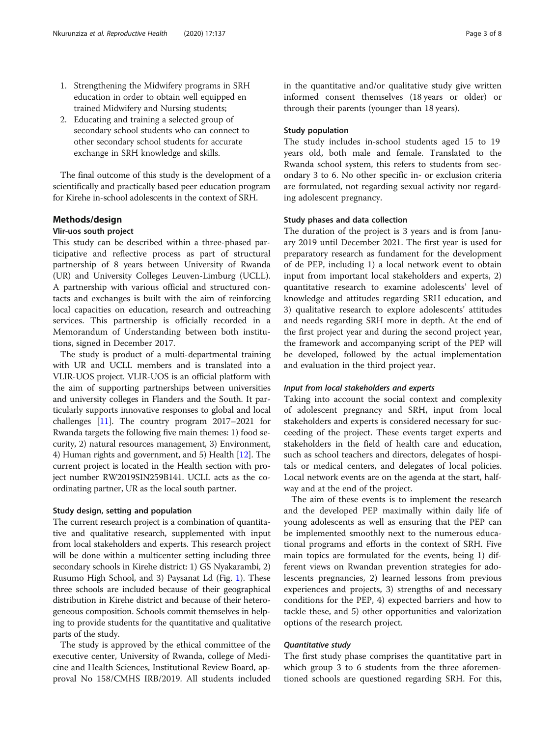1. Strengthening the Midwifery programs in SRH education in order to obtain well equipped en trained Midwifery and Nursing students;
2. Educating and training a selected group of secondary school students who can connect to other secondary school students for accurate exchange in SRH knowledge and skills.

The final outcome of this study is the development of a scientifically and practically based peer education program for Kirehe in-school adolescents in the context of SRH.

## Methods/design

### Vlir-uos south project

This study can be described within a three-phased participative and reflective process as part of structural partnership of 8 years between University of Rwanda (UR) and University Colleges Leuven-Limburg (UCLL). A partnership with various official and structured contacts and exchanges is built with the aim of reinforcing local capacities on education, research and outreaching services. This partnership is officially recorded in a Memorandum of Understanding between both institutions, signed in December 2017.

The study is product of a multi-departmental training with UR and UCLL members and is translated into a VLIR-UOS project. VLIR-UOS is an official platform with the aim of supporting partnerships between universities and university colleges in Flanders and the South. It particularly supports innovative responses to global and local challenges [11]. The country program 2017–2021 for Rwanda targets the following five main themes: 1) food security, 2) natural resources management, 3) Environment, 4) Human rights and government, and 5) Health [12]. The current project is located in the Health section with project number RW2019SIN259B141. UCLL acts as the coordinating partner, UR as the local south partner.

### Study design, setting and population

The current research project is a combination of quantitative and qualitative research, supplemented with input from local stakeholders and experts. This research project will be done within a multicenter setting including three secondary schools in Kirehe district: 1) GS Nyakarambi, 2) Rusumo High School, and 3) Paysanat Ld (Fig. 1). These three schools are included because of their geographical distribution in Kirehe district and because of their heterogeneous composition. Schools commit themselves in helping to provide students for the quantitative and qualitative parts of the study.

The study is approved by the ethical committee of the executive center, University of Rwanda, college of Medicine and Health Sciences, Institutional Review Board, approval No 158/CMHS IRB/2019. All students included in the quantitative and/or qualitative study give written informed consent themselves (18 years or older) or through their parents (younger than 18 years).

### Study population

The study includes in-school students aged 15 to 19 years old, both male and female. Translated to the Rwanda school system, this refers to students from secondary 3 to 6. No other specific in- or exclusion criteria are formulated, not regarding sexual activity nor regarding adolescent pregnancy.

### Study phases and data collection

The duration of the project is 3 years and is from January 2019 until December 2021. The first year is used for preparatory research as fundament for the development of de PEP, including 1) a local network event to obtain input from important local stakeholders and experts, 2) quantitative research to examine adolescents' level of knowledge and attitudes regarding SRH education, and 3) qualitative research to explore adolescents' attitudes and needs regarding SRH more in depth. At the end of the first project year and during the second project year, the framework and accompanying script of the PEP will be developed, followed by the actual implementation and evaluation in the third project year.

#### *Input from local stakeholders and experts*

Taking into account the social context and complexity of adolescent pregnancy and SRH, input from local stakeholders and experts is considered necessary for succeeding of the project. These events target experts and stakeholders in the field of health care and education, such as school teachers and directors, delegates of hospitals or medical centers, and delegates of local policies. Local network events are on the agenda at the start, halfway and at the end of the project.

The aim of these events is to implement the research and the developed PEP maximally within daily life of young adolescents as well as ensuring that the PEP can be implemented smoothly next to the numerous educational programs and efforts in the context of SRH. Five main topics are formulated for the events, being 1) different views on Rwandan prevention strategies for adolescents pregnancies, 2) learned lessons from previous experiences and projects, 3) strengths of and necessary conditions for the PEP, 4) expected barriers and how to tackle these, and 5) other opportunities and valorization options of the research project.

#### *Quantitative study*

The first study phase comprises the quantitative part in which group 3 to 6 students from the three aforementioned schools are questioned regarding SRH. For this,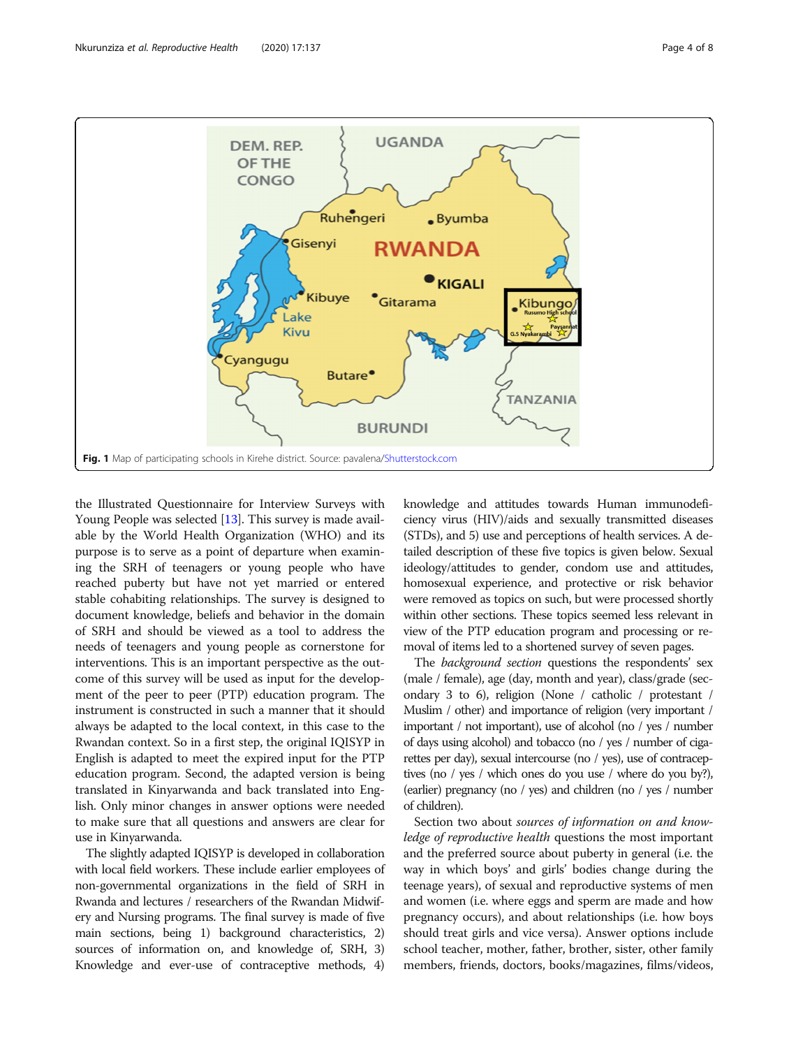DEM. REP. OF THE CONGO

UGANDA

RWANDA

TANZANIA

BURUNDI

Ruhengeri

Byumba

Gisenyi

KIGALI

Kibuye

Gitarama

Lake Kivu

Cyangugu

Butare

Kibungo

Rusumo High school

Paysannat

G.S Nyakarambi

**Fig. 1** Map of participating schools in Kirehe district. Source: pavalena/Shutterstock.com

the Illustrated Questionnaire for Interview Surveys with Young People was selected [13]. This survey is made available by the World Health Organization (WHO) and its purpose is to serve as a point of departure when examining the SRH of teenagers or young people who have reached puberty but have not yet married or entered stable cohabiting relationships. The survey is designed to document knowledge, beliefs and behavior in the domain of SRH and should be viewed as a tool to address the needs of teenagers and young people as cornerstone for interventions. This is an important perspective as the outcome of this survey will be used as input for the development of the peer to peer (PTP) education program. The instrument is constructed in such a manner that it should always be adapted to the local context, in this case to the Rwandan context. So in a first step, the original IQISYP in English is adapted to meet the expired input for the PTP education program. Second, the adapted version is being translated in Kinyarwanda and back translated into English. Only minor changes in answer options were needed to make sure that all questions and answers are clear for use in Kinyarwanda.

The slightly adapted IQISYP is developed in collaboration with local field workers. These include earlier employees of non-governmental organizations in the field of SRH in Rwanda and lectures / researchers of the Rwandan Midwifery and Nursing programs. The final survey is made of five main sections, being 1) background characteristics, 2) sources of information on, and knowledge of, SRH, 3) Knowledge and ever-use of contraceptive methods, 4) knowledge and attitudes towards Human immunodeficiency virus (HIV)/aids and sexually transmitted diseases (STDs), and 5) use and perceptions of health services. A detailed description of these five topics is given below. Sexual ideology/attitudes to gender, condom use and attitudes, homosexual experience, and protective or risk behavior were removed as topics on such, but were processed shortly within other sections. These topics seemed less relevant in view of the PTP education program and processing or removal of items led to a shortened survey of seven pages.

The *background section* questions the respondents' sex (male / female), age (day, month and year), class/grade (secondary 3 to 6), religion (None / catholic / protestant / Muslim / other) and importance of religion (very important / important / not important), use of alcohol (no / yes / number of days using alcohol) and tobacco (no / yes / number of cigarettes per day), sexual intercourse (no / yes), use of contraceptives (no / yes / which ones do you use / where do you by?), (earlier) pregnancy (no / yes) and children (no / yes / number of children).

Section two about *sources of information on and knowledge of reproductive health* questions the most important and the preferred source about puberty in general (i.e. the way in which boys' and girls' bodies change during the teenage years), of sexual and reproductive systems of men and women (i.e. where eggs and sperm are made and how pregnancy occurs), and about relationships (i.e. how boys should treat girls and vice versa). Answer options include school teacher, mother, father, brother, sister, other family members, friends, doctors, books/magazines, films/videos,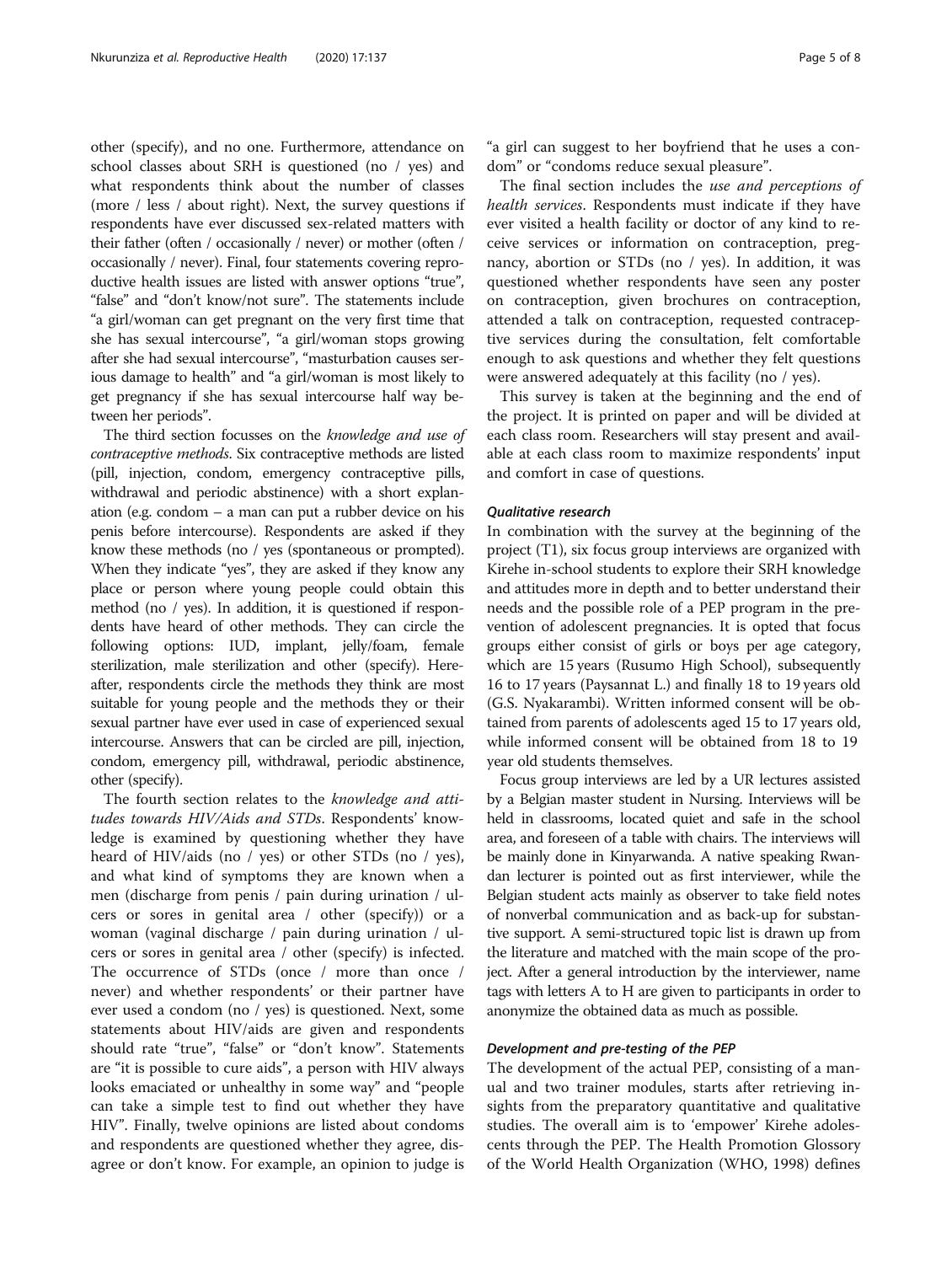other (specify), and no one. Furthermore, attendance on school classes about SRH is questioned (no / yes) and what respondents think about the number of classes (more / less / about right). Next, the survey questions if respondents have ever discussed sex-related matters with their father (often / occasionally / never) or mother (often / occasionally / never). Final, four statements covering reproductive health issues are listed with answer options "true", "false" and "don't know/not sure". The statements include "a girl/woman can get pregnant on the very first time that she has sexual intercourse", "a girl/woman stops growing after she had sexual intercourse", "masturbation causes serious damage to health" and "a girl/woman is most likely to get pregnancy if she has sexual intercourse half way between her periods".

The third section focusses on the *knowledge and use of contraceptive methods*. Six contraceptive methods are listed (pill, injection, condom, emergency contraceptive pills, withdrawal and periodic abstinence) with a short explanation (e.g. condom – a man can put a rubber device on his penis before intercourse). Respondents are asked if they know these methods (no / yes (spontaneous or prompted). When they indicate "yes", they are asked if they know any place or person where young people could obtain this method (no / yes). In addition, it is questioned if respondents have heard of other methods. They can circle the following options: IUD, implant, jelly/foam, female sterilization, male sterilization and other (specify). Hereafter, respondents circle the methods they think are most suitable for young people and the methods they or their sexual partner have ever used in case of experienced sexual intercourse. Answers that can be circled are pill, injection, condom, emergency pill, withdrawal, periodic abstinence, other (specify).

The fourth section relates to the *knowledge and attitudes towards HIV/Aids and STDs*. Respondents' knowledge is examined by questioning whether they have heard of HIV/aids (no / yes) or other STDs (no / yes), and what kind of symptoms they are known when a men (discharge from penis / pain during urination / ulcers or sores in genital area / other (specify)) or a woman (vaginal discharge / pain during urination / ulcers or sores in genital area / other (specify) is infected. The occurrence of STDs (once / more than once / never) and whether respondents' or their partner have ever used a condom (no / yes) is questioned. Next, some statements about HIV/aids are given and respondents should rate "true", "false" or "don't know". Statements are "it is possible to cure aids", a person with HIV always looks emaciated or unhealthy in some way" and "people can take a simple test to find out whether they have HIV". Finally, twelve opinions are listed about condoms and respondents are questioned whether they agree, disagree or don't know. For example, an opinion to judge is "a girl can suggest to her boyfriend that he uses a condom" or "condoms reduce sexual pleasure".

The final section includes the *use and perceptions of health services*. Respondents must indicate if they have ever visited a health facility or doctor of any kind to receive services or information on contraception, pregnancy, abortion or STDs (no / yes). In addition, it was questioned whether respondents have seen any poster on contraception, given brochures on contraception, attended a talk on contraception, requested contraceptive services during the consultation, felt comfortable enough to ask questions and whether they felt questions were answered adequately at this facility (no / yes).

This survey is taken at the beginning and the end of the project. It is printed on paper and will be divided at each class room. Researchers will stay present and available at each class room to maximize respondents' input and comfort in case of questions.

#### *Qualitative research*

In combination with the survey at the beginning of the project (T1), six focus group interviews are organized with Kirehe in-school students to explore their SRH knowledge and attitudes more in depth and to better understand their needs and the possible role of a PEP program in the prevention of adolescent pregnancies. It is opted that focus groups either consist of girls or boys per age category, which are 15 years (Rusumo High School), subsequently 16 to 17 years (Paysannat L.) and finally 18 to 19 years old (G.S. Nyakarambi). Written informed consent will be obtained from parents of adolescents aged 15 to 17 years old, while informed consent will be obtained from 18 to 19 year old students themselves.

Focus group interviews are led by a UR lectures assisted by a Belgian master student in Nursing. Interviews will be held in classrooms, located quiet and safe in the school area, and foreseen of a table with chairs. The interviews will be mainly done in Kinyarwanda. A native speaking Rwandan lecturer is pointed out as first interviewer, while the Belgian student acts mainly as observer to take field notes of nonverbal communication and as back-up for substantive support. A semi-structured topic list is drawn up from the literature and matched with the main scope of the project. After a general introduction by the interviewer, name tags with letters A to H are given to participants in order to anonymize the obtained data as much as possible.

#### *Development and pre-testing of the PEP*

The development of the actual PEP, consisting of a manual and two trainer modules, starts after retrieving insights from the preparatory quantitative and qualitative studies. The overall aim is to 'empower' Kirehe adolescents through the PEP. The Health Promotion Glossory of the World Health Organization (WHO, 1998) defines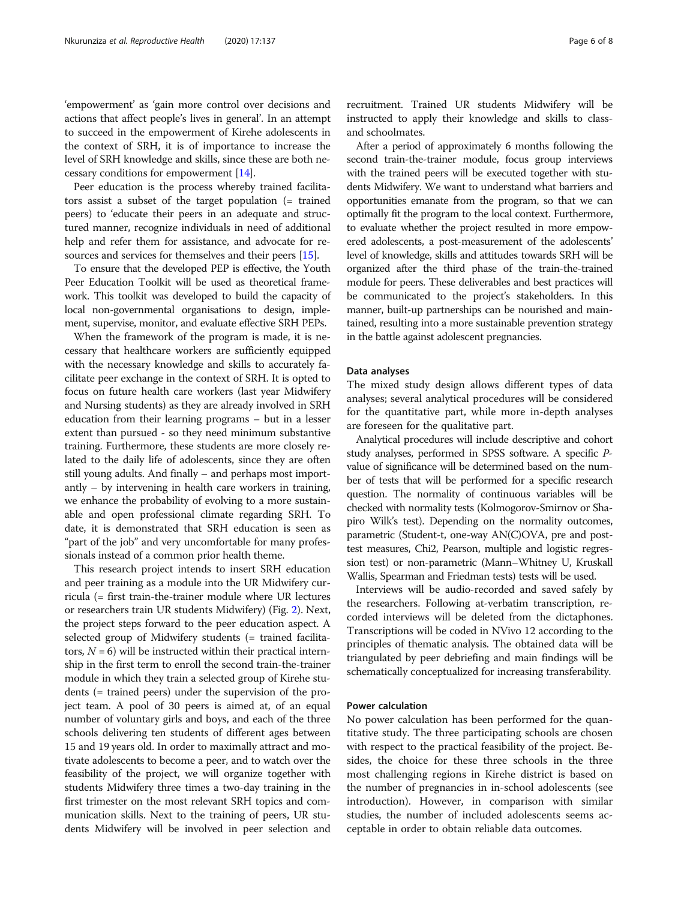'empowerment' as 'gain more control over decisions and actions that affect people's lives in general'. In an attempt to succeed in the empowerment of Kirehe adolescents in the context of SRH, it is of importance to increase the level of SRH knowledge and skills, since these are both necessary conditions for empowerment [14].

Peer education is the process whereby trained facilitators assist a subset of the target population (= trained peers) to 'educate their peers in an adequate and structured manner, recognize individuals in need of additional help and refer them for assistance, and advocate for resources and services for themselves and their peers [15].

To ensure that the developed PEP is effective, the Youth Peer Education Toolkit will be used as theoretical framework. This toolkit was developed to build the capacity of local non-governmental organisations to design, implement, supervise, monitor, and evaluate effective SRH PEPs.

When the framework of the program is made, it is necessary that healthcare workers are sufficiently equipped with the necessary knowledge and skills to accurately facilitate peer exchange in the context of SRH. It is opted to focus on future health care workers (last year Midwifery and Nursing students) as they are already involved in SRH education from their learning programs – but in a lesser extent than pursued - so they need minimum substantive training. Furthermore, these students are more closely related to the daily life of adolescents, since they are often still young adults. And finally – and perhaps most importantly – by intervening in health care workers in training, we enhance the probability of evolving to a more sustainable and open professional climate regarding SRH. To date, it is demonstrated that SRH education is seen as "part of the job" and very uncomfortable for many professionals instead of a common prior health theme.

This research project intends to insert SRH education and peer training as a module into the UR Midwifery curricula (= first train-the-trainer module where UR lectures or researchers train UR students Midwifery) (Fig. 2). Next, the project steps forward to the peer education aspect. A selected group of Midwifery students (= trained facilitators, $N = 6$) will be instructed within their practical internship in the first term to enroll the second train-the-trainer module in which they train a selected group of Kirehe students (= trained peers) under the supervision of the project team. A pool of 30 peers is aimed at, of an equal number of voluntary girls and boys, and each of the three schools delivering ten students of different ages between 15 and 19 years old. In order to maximally attract and motivate adolescents to become a peer, and to watch over the feasibility of the project, we will organize together with students Midwifery three times a two-day training in the first trimester on the most relevant SRH topics and communication skills. Next to the training of peers, UR students Midwifery will be involved in peer selection and recruitment. Trained UR students Midwifery will be instructed to apply their knowledge and skills to class- and schoolmates.

After a period of approximately 6 months following the second train-the-trainer module, focus group interviews with the trained peers will be executed together with students Midwifery. We want to understand what barriers and opportunities emanate from the program, so that we can optimally fit the program to the local context. Furthermore, to evaluate whether the project resulted in more empowered adolescents, a post-measurement of the adolescents' level of knowledge, skills and attitudes towards SRH will be organized after the third phase of the train-the-trained module for peers. These deliverables and best practices will be communicated to the project's stakeholders. In this manner, built-up partnerships can be nourished and maintained, resulting into a more sustainable prevention strategy in the battle against adolescent pregnancies.

### Data analyses

The mixed study design allows different types of data analyses; several analytical procedures will be considered for the quantitative part, while more in-depth analyses are foreseen for the qualitative part.

Analytical procedures will include descriptive and cohort study analyses, performed in SPSS software. A specific *P*-value of significance will be determined based on the number of tests that will be performed for a specific research question. The normality of continuous variables will be checked with normality tests (Kolmogorov-Smirnov or Shapiro Wilk's test). Depending on the normality outcomes, parametric (Student-t, one-way AN(C)OVA, pre and post-test measures, Chi2, Pearson, multiple and logistic regression test) or non-parametric (Mann–Whitney U, Kruskall Wallis, Spearman and Friedman tests) tests will be used.

Interviews will be audio-recorded and saved safely by the researchers. Following at-verbatim transcription, recorded interviews will be deleted from the dictaphones. Transcriptions will be coded in NVivo 12 according to the principles of thematic analysis. The obtained data will be triangulated by peer debriefing and main findings will be schematically conceptualized for increasing transferability.

### Power calculation

No power calculation has been performed for the quantitative study. The three participating schools are chosen with respect to the practical feasibility of the project. Besides, the choice for these three schools in the three most challenging regions in Kirehe district is based on the number of pregnancies in in-school adolescents (see introduction). However, in comparison with similar studies, the number of included adolescents seems acceptable in order to obtain reliable data outcomes.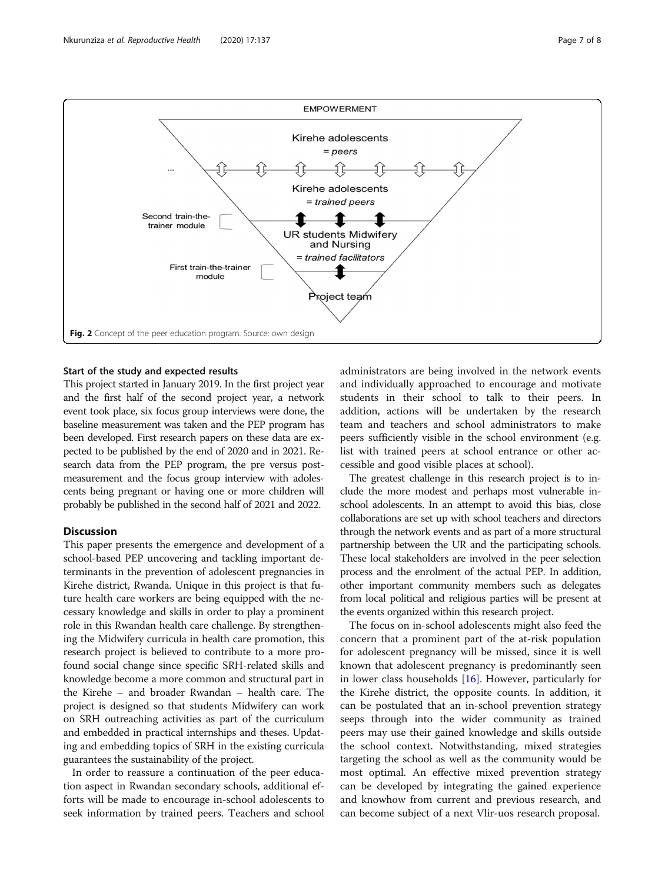EMPOWERMENT

Kirehe adolescents
= *peers*

...

Kirehe adolescents
= *trained peers*

Second train-the-trainer module

UR students Midwifery and Nursing
= *trained facilitators*

First train-the-trainer module

Project team

**Fig. 2** Concept of the peer education program. Source: own design

### Start of the study and expected results

This project started in January 2019. In the first project year and the first half of the second project year, a network event took place, six focus group interviews were done, the baseline measurement was taken and the PEP program has been developed. First research papers on these data are expected to be published by the end of 2020 and in 2021. Research data from the PEP program, the pre versus post-measurement and the focus group interview with adolescents being pregnant or having one or more children will probably be published in the second half of 2021 and 2022.

## Discussion

This paper presents the emergence and development of a school-based PEP uncovering and tackling important determinants in the prevention of adolescent pregnancies in Kirehe district, Rwanda. Unique in this project is that future health care workers are being equipped with the necessary knowledge and skills in order to play a prominent role in this Rwandan health care challenge. By strengthening the Midwifery curricula in health care promotion, this research project is believed to contribute to a more profound social change since specific SRH-related skills and knowledge become a more common and structural part in the Kirehe – and broader Rwandan – health care. The project is designed so that students Midwifery can work on SRH outreaching activities as part of the curriculum and embedded in practical internships and theses. Updating and embedding topics of SRH in the existing curricula guarantees the sustainability of the project.

In order to reassure a continuation of the peer education aspect in Rwandan secondary schools, additional efforts will be made to encourage in-school adolescents to seek information by trained peers. Teachers and school administrators are being involved in the network events and individually approached to encourage and motivate students in their school to talk to their peers. In addition, actions will be undertaken by the research team and teachers and school administrators to make peers sufficiently visible in the school environment (e.g. list with trained peers at school entrance or other accessible and good visible places at school).

The greatest challenge in this research project is to include the more modest and perhaps most vulnerable in-school adolescents. In an attempt to avoid this bias, close collaborations are set up with school teachers and directors through the network events and as part of a more structural partnership between the UR and the participating schools. These local stakeholders are involved in the peer selection process and the enrolment of the actual PEP. In addition, other important community members such as delegates from local political and religious parties will be present at the events organized within this research project.

The focus on in-school adolescents might also feed the concern that a prominent part of the at-risk population for adolescent pregnancy will be missed, since it is well known that adolescent pregnancy is predominantly seen in lower class households [16]. However, particularly for the Kirehe district, the opposite counts. In addition, it can be postulated that an in-school prevention strategy seeps through into the wider community as trained peers may use their gained knowledge and skills outside the school context. Notwithstanding, mixed strategies targeting the school as well as the community would be most optimal. An effective mixed prevention strategy can be developed by integrating the gained experience and knowhow from current and previous research, and can become subject of a next Vlir-uos research proposal.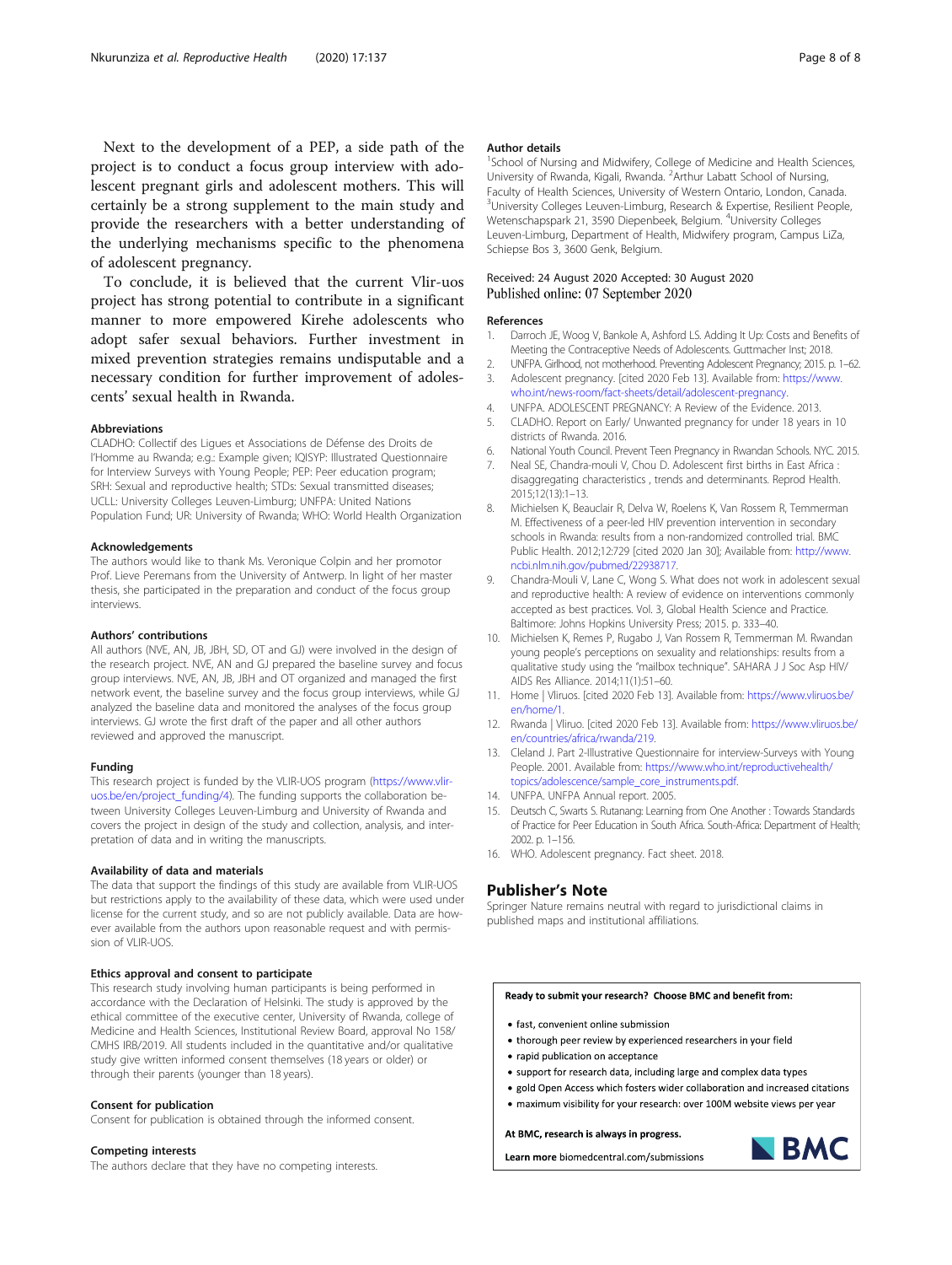Next to the development of a PEP, a side path of the project is to conduct a focus group interview with adolescent pregnant girls and adolescent mothers. This will certainly be a strong supplement to the main study and provide the researchers with a better understanding of the underlying mechanisms specific to the phenomena of adolescent pregnancy.

To conclude, it is believed that the current Vlir-uos project has strong potential to contribute in a significant manner to more empowered Kirehe adolescents who adopt safer sexual behaviors. Further investment in mixed prevention strategies remains undisputable and a necessary condition for further improvement of adolescents' sexual health in Rwanda.

#### Abbreviations

CLADHO: Collectif des Ligues et Associations de Défense des Droits de l'Homme au Rwanda; e.g.: Example given; IQISYP: Illustrated Questionnaire for Interview Surveys with Young People; PEP: Peer education program; SRH: Sexual and reproductive health; STDs: Sexual transmitted diseases; UCLL: University Colleges Leuven-Limburg; UNFPA: United Nations Population Fund; UR: University of Rwanda; WHO: World Health Organization

#### Acknowledgements

The authors would like to thank Ms. Veronique Colpin and her promotor Prof. Lieve Peremans from the University of Antwerp. In light of her master thesis, she participated in the preparation and conduct of the focus group interviews.

#### Authors' contributions

All authors (NVE, AN, JB, JBH, SD, OT and GJ) were involved in the design of the research project. NVE, AN and GJ prepared the baseline survey and focus group interviews. NVE, AN, JB, JBH and OT organized and managed the first network event, the baseline survey and the focus group interviews, while GJ analyzed the baseline data and monitored the analyses of the focus group interviews. GJ wrote the first draft of the paper and all other authors reviewed and approved the manuscript.

#### Funding

This research project is funded by the VLIR-UOS program (https://www.vlir-uos.be/en/project_funding/4). The funding supports the collaboration between University Colleges Leuven-Limburg and University of Rwanda and covers the project in design of the study and collection, analysis, and interpretation of data and in writing the manuscripts.

#### Availability of data and materials

The data that support the findings of this study are available from VLIR-UOS but restrictions apply to the availability of these data, which were used under license for the current study, and so are not publicly available. Data are however available from the authors upon reasonable request and with permission of VLIR-UOS.

#### Ethics approval and consent to participate

This research study involving human participants is being performed in accordance with the Declaration of Helsinki. The study is approved by the ethical committee of the executive center, University of Rwanda, college of Medicine and Health Sciences, Institutional Review Board, approval No 158/ CMHS IRB/2019. All students included in the quantitative and/or qualitative study give written informed consent themselves (18 years or older) or through their parents (younger than 18 years).

#### Consent for publication

Consent for publication is obtained through the informed consent.

#### Competing interests

The authors declare that they have no competing interests.

#### Author details

[1]School of Nursing and Midwifery, College of Medicine and Health Sciences, University of Rwanda, Kigali, Rwanda. [2]Arthur Labatt School of Nursing, Faculty of Health Sciences, University of Western Ontario, London, Canada. [3]University Colleges Leuven-Limburg, Research & Expertise, Resilient People, Wetenschapspark 21, 3590 Diepenbeek, Belgium. [4]University Colleges Leuven-Limburg, Department of Health, Midwifery program, Campus LiZa, Schiepse Bos 3, 3600 Genk, Belgium.

Received: 24 August 2020 Accepted: 30 August 2020
Published online: 07 September 2020

#### References

1. Darroch JE, Woog V, Bankole A, Ashford LS. Adding It Up: Costs and Benefits of Meeting the Contraceptive Needs of Adolescents. Guttmacher Inst; 2018.
2. UNFPA. Girlhood, not motherhood. Preventing Adolescent Pregnancy; 2015. p. 1–62.
3. Adolescent pregnancy. [cited 2020 Feb 13]. Available from: https://www.who.int/news-room/fact-sheets/detail/adolescent-pregnancy.
4. UNFPA. ADOLESCENT PREGNANCY: A Review of the Evidence. 2013.
5. CLADHO. Report on Early/ Unwanted pregnancy for under 18 years in 10 districts of Rwanda. 2016.
6. National Youth Council. Prevent Teen Pregnancy in Rwandan Schools. NYC. 2015.
7. Neal SE, Chandra-mouli V, Chou D. Adolescent first births in East Africa : disaggregating characteristics , trends and determinants. Reprod Health. 2015;12(13):1–13.
8. Michielsen K, Beauclair R, Delva W, Roelens K, Van Rossem R, Temmerman M. Effectiveness of a peer-led HIV prevention intervention in secondary schools in Rwanda: results from a non-randomized controlled trial. BMC Public Health. 2012;12:729 [cited 2020 Jan 30]; Available from: http://www.ncbi.nlm.nih.gov/pubmed/22938717.
9. Chandra-Mouli V, Lane C, Wong S. What does not work in adolescent sexual and reproductive health: A review of evidence on interventions commonly accepted as best practices. Vol. 3, Global Health Science and Practice. Baltimore: Johns Hopkins University Press; 2015. p. 333–40.
10. Michielsen K, Remes P, Rugabo J, Van Rossem R, Temmerman M. Rwandan young people's perceptions on sexuality and relationships: results from a qualitative study using the "mailbox technique". SAHARA J J Soc Asp HIV/ AIDS Res Alliance. 2014;11(1):51–60.
11. Home | Vliruos. [cited 2020 Feb 13]. Available from: https://www.vliruos.be/en/home/1.
12. Rwanda | Vliruo. [cited 2020 Feb 13]. Available from: https://www.vliruos.be/en/countries/africa/rwanda/219.
13. Cleland J. Part 2-Illustrative Questionnaire for interview-Surveys with Young People. 2001. Available from: https://www.who.int/reproductivehealth/topics/adolescence/sample_core_instruments.pdf.
14. UNFPA. UNFPA Annual report. 2005.
15. Deutsch C, Swarts S. Rutanang: Learning from One Another : Towards Standards of Practice for Peer Education in South Africa. South-Africa: Department of Health; 2002. p. 1–156.
16. WHO. Adolescent pregnancy. Fact sheet. 2018.

## Publisher's Note

Springer Nature remains neutral with regard to jurisdictional claims in published maps and institutional affiliations.

**Ready to submit your research? Choose BMC and benefit from:**

- fast, convenient online submission
- thorough peer review by experienced researchers in your field
- rapid publication on acceptance
- support for research data, including large and complex data types
- gold Open Access which fosters wider collaboration and increased citations
- maximum visibility for your research: over 100M website views per year

**At BMC, research is always in progress.**

**Learn more** biomedcentral.com/submissions

BMC